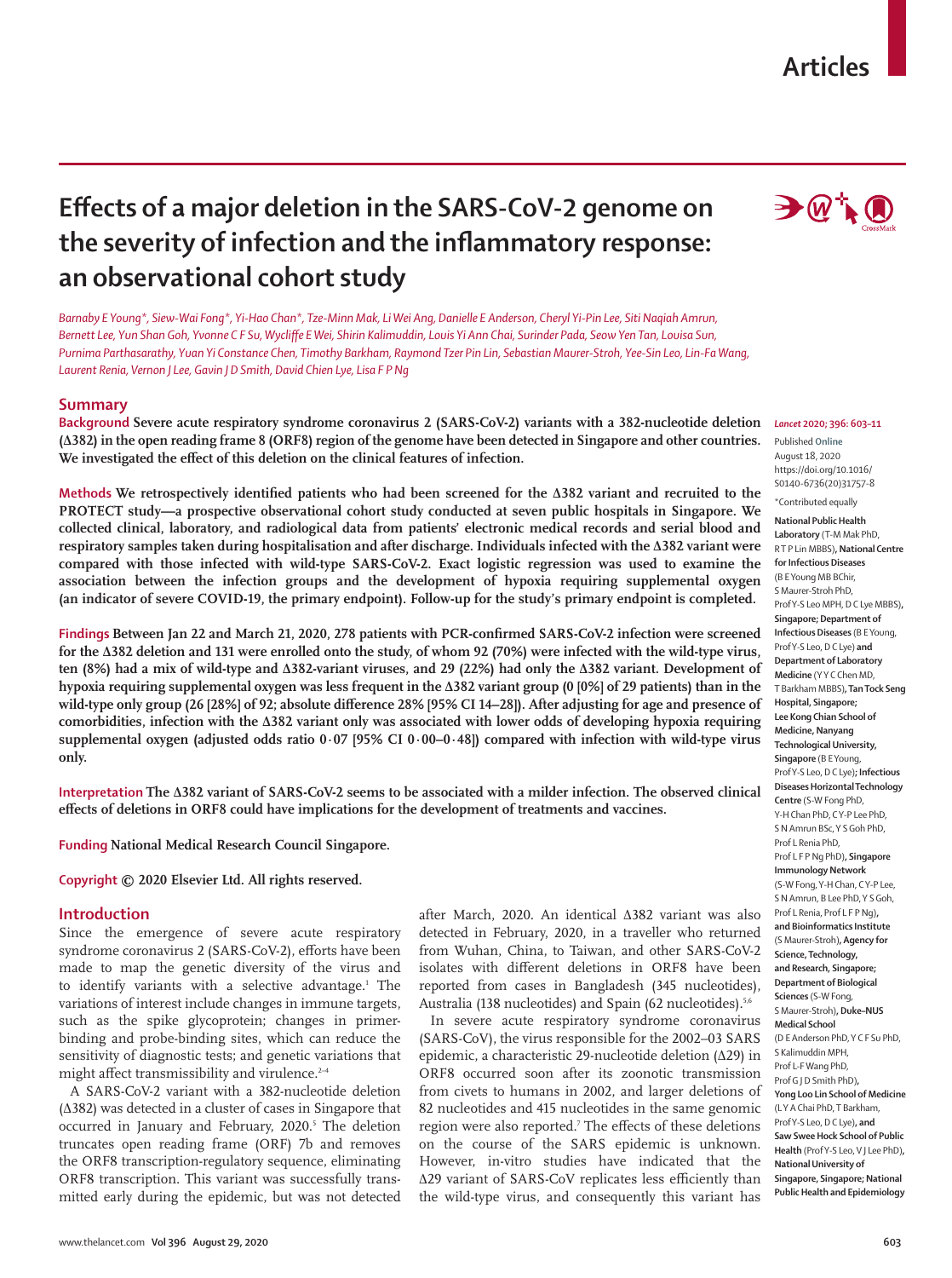# Articles

# Effects of a major deletion in the SARS-CoV-2 genome on the severity of infection and the inflammatory response: an observational cohort study

*Barnaby E Young\*, Siew-Wai Fong\*, Yi-Hao Chan\*, Tze-Minn Mak, Li Wei Ang, Danielle E Anderson, Cheryl Yi-Pin Lee, Siti Naqiah Amrun, Bernett Lee, Yun Shan Goh, Yvonne C F Su, Wycliffe E Wei, Shirin Kalimuddin, Louis Yi Ann Chai, Surinder Pada, Seow Yen Tan, Louisa Sun, Purnima Parthasarathy, Yuan Yi Constance Chen, Timothy Barkham, Raymond Tzer Pin Lin, Sebastian Maurer-Stroh, Yee-Sin Leo, Lin-Fa Wang, Laurent Renia, Vernon J Lee, Gavin J D Smith, David Chien Lye, Lisa F P Ng*

## Summary

**Background** **Severe acute respiratory syndrome coronavirus 2 (SARS-CoV-2) variants with a 382-nucleotide deletion (Δ382) in the open reading frame 8 (ORF8) region of the genome have been detected in Singapore and other countries. We investigated the effect of this deletion on the clinical features of infection.**

**Methods** **We retrospectively identified patients who had been screened for the Δ382 variant and recruited to the PROTECT study—a prospective observational cohort study conducted at seven public hospitals in Singapore. We collected clinical, laboratory, and radiological data from patients' electronic medical records and serial blood and respiratory samples taken during hospitalisation and after discharge. Individuals infected with the Δ382 variant were compared with those infected with wild-type SARS-CoV-2. Exact logistic regression was used to examine the association between the infection groups and the development of hypoxia requiring supplemental oxygen (an indicator of severe COVID-19, the primary endpoint). Follow-up for the study's primary endpoint is completed.**

**Findings** **Between Jan 22 and March 21, 2020, 278 patients with PCR-confirmed SARS-CoV-2 infection were screened for the Δ382 deletion and 131 were enrolled onto the study, of whom 92 (70%) were infected with the wild-type virus, ten (8%) had a mix of wild-type and Δ382-variant viruses, and 29 (22%) had only the Δ382 variant. Development of hypoxia requiring supplemental oxygen was less frequent in the Δ382 variant group (0 [0%] of 29 patients) than in the wild-type only group (26 [28%] of 92; absolute difference 28% [95% CI 14–28]). After adjusting for age and presence of comorbidities, infection with the Δ382 variant only was associated with lower odds of developing hypoxia requiring supplemental oxygen (adjusted odds ratio 0·07 [95% CI 0·00–0·48]) compared with infection with wild-type virus only.**

**Interpretation** **The Δ382 variant of SARS-CoV-2 seems to be associated with a milder infection. The observed clinical effects of deletions in ORF8 could have implications for the development of treatments and vaccines.**

**Funding** **National Medical Research Council Singapore.**

**Copyright** **© 2020 Elsevier Ltd. All rights reserved.**

*Lancet* 2020; 396: 603–11

Published Online August 18, 2020 https://doi.org/10.1016/S0140-6736(20)31757-8

\*Contributed equally

**National Public Health Laboratory** (T-M Mak PhD, R T P Lin MBBS), **National Centre for Infectious Diseases** (B E Young MB BChir, S Maurer-Stroh PhD, Prof Y-S Leo MPH, D C Lye MBBS), **Singapore; Department of Infectious Diseases** (B E Young, Prof Y-S Leo, D C Lye) **and Department of Laboratory Medicine** (Y Y C Chen MD, T Barkham MBBS), **Tan Tock Seng Hospital, Singapore; Lee Kong Chian School of Medicine, Nanyang Technological University, Singapore** (B E Young, Prof Y-S Leo, D C Lye); **Infectious Diseases Horizontal Technology Centre** (S-W Fong PhD, Y-H Chan PhD, C Y-P Lee PhD, S N Amrun BSc, Y S Goh PhD, Prof L Renia PhD, Prof L F P Ng PhD), **Singapore Immunology Network** (S-W Fong, Y-H Chan, C Y-P Lee, S N Amrun, B Lee PhD, Y S Goh, Prof L Renia, Prof L F P Ng), **and Bioinformatics Institute** (S Maurer-Stroh), **Agency for Science, Technology, and Research, Singapore; Department of Biological Sciences** (S-W Fong, S Maurer-Stroh), **Duke–NUS Medical School** (D E Anderson PhD, Y C F Su PhD, S Kalimuddin MPH, Prof L-F Wang PhD, Prof G J D Smith PhD), **Yong Loo Lin School of Medicine** (L Y A Chai PhD, T Barkham, Prof Y-S Leo, D C Lye), **and Saw Swee Hock School of Public Health** (Prof Y-S Leo, V J Lee PhD), **National University of Singapore, Singapore; National Public Health and Epidemiology**

## Introduction

Since the emergence of severe acute respiratory syndrome coronavirus 2 (SARS-CoV-2), efforts have been made to map the genetic diversity of the virus and to identify variants with a selective advantage.[1] The variations of interest include changes in immune targets, such as the spike glycoprotein; changes in primer-binding and probe-binding sites, which can reduce the sensitivity of diagnostic tests; and genetic variations that might affect transmissibility and virulence.[2–4]

A SARS-CoV-2 variant with a 382-nucleotide deletion (Δ382) was detected in a cluster of cases in Singapore that occurred in January and February, 2020.[5] The deletion truncates open reading frame (ORF) 7b and removes the ORF8 transcription-regulatory sequence, eliminating ORF8 transcription. This variant was successfully transmitted early during the epidemic, but was not detected after March, 2020. An identical Δ382 variant was also detected in February, 2020, in a traveller who returned from Wuhan, China, to Taiwan, and other SARS-CoV-2 isolates with different deletions in ORF8 have been reported from cases in Bangladesh (345 nucleotides), Australia (138 nucleotides) and Spain (62 nucleotides).[5,6]

In severe acute respiratory syndrome coronavirus (SARS-CoV), the virus responsible for the 2002–03 SARS epidemic, a characteristic 29-nucleotide deletion (Δ29) in ORF8 occurred soon after its zoonotic transmission from civets to humans in 2002, and larger deletions of 82 nucleotides and 415 nucleotides in the same genomic region were also reported.[7] The effects of these deletions on the course of the SARS epidemic is unknown. However, in-vitro studies have indicated that the Δ29 variant of SARS-CoV replicates less efficiently than the wild-type virus, and consequently this variant has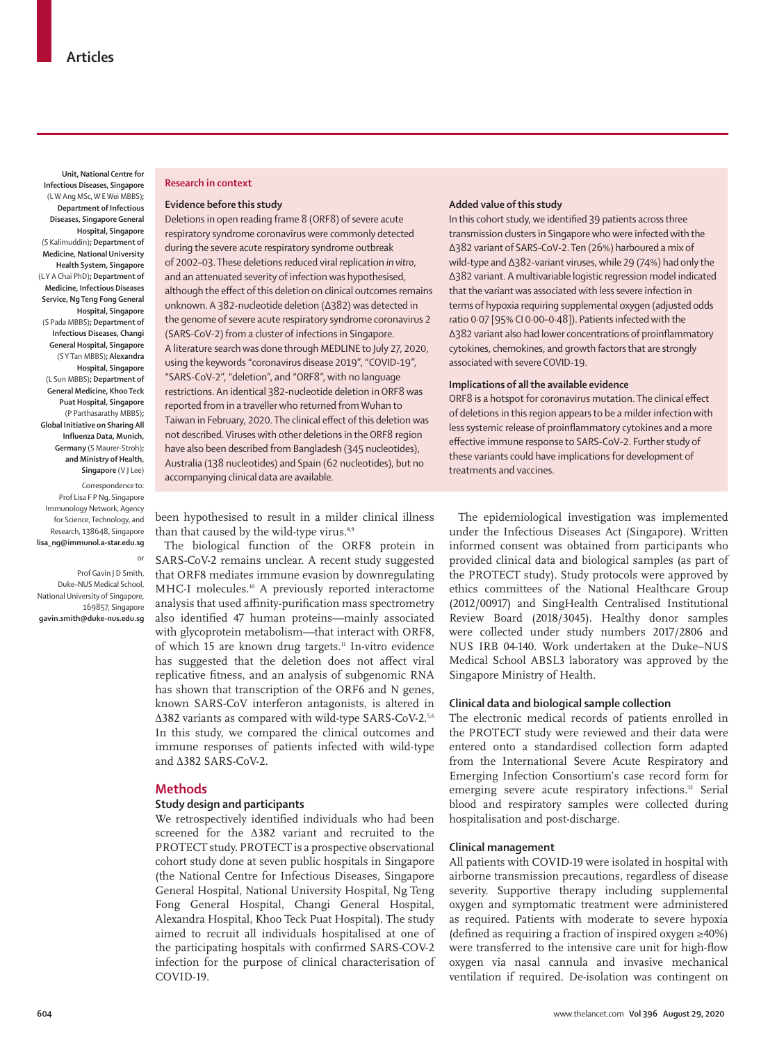Unit, National Centre for Infectious Diseases, Singapore (L W Ang MSc, W E Wei MBBS); Department of Infectious Diseases, Singapore General Hospital, Singapore (S Kalimuddin); Department of Medicine, National University Health System, Singapore (L Y A Chai PhD); Department of Medicine, Infectious Diseases Service, Ng Teng Fong General Hospital, Singapore (S Pada MBBS); Department of Infectious Diseases, Changi General Hospital, Singapore (S Y Tan MBBS); Alexandra Hospital, Singapore (L Sun MBBS); Department of General Medicine, Khoo Teck Puat Hospital, Singapore (P Parthasarathy MBBS); Global Initiative on Sharing All Influenza Data, Munich, Germany (S Maurer-Stroh); and Ministry of Health, Singapore (V J Lee)

Correspondence to: Prof Lisa F P Ng, Singapore Immunology Network, Agency for Science, Technology, and Research, 138648, Singapore lisa_ng@immunol.a-star.edu.sg

or

Prof Gavin J D Smith, Duke–NUS Medical School, National University of Singapore, 169857, Singapore gavin.smith@duke-nus.edu.sg

**Research in context**

**Evidence before this study**

Deletions in open reading frame 8 (ORF8) of severe acute respiratory syndrome coronavirus were commonly detected during the severe acute respiratory syndrome outbreak of 2002–03. These deletions reduced viral replication *in vitro*, and an attenuated severity of infection was hypothesised, although the effect of this deletion on clinical outcomes remains unknown. A 382-nucleotide deletion (Δ382) was detected in the genome of severe acute respiratory syndrome coronavirus 2 (SARS-CoV-2) from a cluster of infections in Singapore. A literature search was done through MEDLINE to July 27, 2020, using the keywords "coronavirus disease 2019", "COVID-19", "SARS-CoV-2", "deletion", and "ORF8", with no language restrictions. An identical 382-nucleotide deletion in ORF8 was reported from in a traveller who returned from Wuhan to Taiwan in February, 2020. The clinical effect of this deletion was not described. Viruses with other deletions in the ORF8 region have also been described from Bangladesh (345 nucleotides), Australia (138 nucleotides) and Spain (62 nucleotides), but no accompanying clinical data are available.

**Added value of this study**

In this cohort study, we identified 39 patients across three transmission clusters in Singapore who were infected with the Δ382 variant of SARS-CoV-2. Ten (26%) harboured a mix of wild-type and Δ382-variant viruses, while 29 (74%) had only the Δ382 variant. A multivariable logistic regression model indicated that the variant was associated with less severe infection in terms of hypoxia requiring supplemental oxygen (adjusted odds ratio 0·07 [95% CI 0·00–0·48]). Patients infected with the Δ382 variant also had lower concentrations of proinflammatory cytokines, chemokines, and growth factors that are strongly associated with severe COVID-19.

**Implications of all the available evidence**

ORF8 is a hotspot for coronavirus mutation. The clinical effect of deletions in this region appears to be a milder infection with less systemic release of proinflammatory cytokines and a more effective immune response to SARS-CoV-2. Further study of these variants could have implications for development of treatments and vaccines.

been hypothesised to result in a milder clinical illness than that caused by the wild-type virus.[8,9]

The biological function of the ORF8 protein in SARS-CoV-2 remains unclear. A recent study suggested that ORF8 mediates immune evasion by downregulating MHC-I molecules.[10] A previously reported interactome analysis that used affinity-purification mass spectrometry also identified 47 human proteins—mainly associated with glycoprotein metabolism—that interact with ORF8, of which 15 are known drug targets.[11] In-vitro evidence has suggested that the deletion does not affect viral replicative fitness, and an analysis of subgenomic RNA has shown that transcription of the ORF6 and N genes, known SARS-CoV interferon antagonists, is altered in Δ382 variants as compared with wild-type SARS-CoV-2.[5,6] In this study, we compared the clinical outcomes and immune responses of patients infected with wild-type and Δ382 SARS-CoV-2.

## Methods

### Study design and participants

We retrospectively identified individuals who had been screened for the Δ382 variant and recruited to the PROTECT study. PROTECT is a prospective observational cohort study done at seven public hospitals in Singapore (the National Centre for Infectious Diseases, Singapore General Hospital, National University Hospital, Ng Teng Fong General Hospital, Changi General Hospital, Alexandra Hospital, Khoo Teck Puat Hospital). The study aimed to recruit all individuals hospitalised at one of the participating hospitals with confirmed SARS-COV-2 infection for the purpose of clinical characterisation of COVID-19.

The epidemiological investigation was implemented under the Infectious Diseases Act (Singapore). Written informed consent was obtained from participants who provided clinical data and biological samples (as part of the PROTECT study). Study protocols were approved by ethics committees of the National Healthcare Group (2012/00917) and SingHealth Centralised Institutional Review Board (2018/3045). Healthy donor samples were collected under study numbers 2017/2806 and NUS IRB 04-140. Work undertaken at the Duke–NUS Medical School ABSL3 laboratory was approved by the Singapore Ministry of Health.

### Clinical data and biological sample collection

The electronic medical records of patients enrolled in the PROTECT study were reviewed and their data were entered onto a standardised collection form adapted from the International Severe Acute Respiratory and Emerging Infection Consortium's case record form for emerging severe acute respiratory infections.[12] Serial blood and respiratory samples were collected during hospitalisation and post-discharge.

### Clinical management

All patients with COVID-19 were isolated in hospital with airborne transmission precautions, regardless of disease severity. Supportive therapy including supplemental oxygen and symptomatic treatment were administered as required. Patients with moderate to severe hypoxia (defined as requiring a fraction of inspired oxygen ≥40%) were transferred to the intensive care unit for high-flow oxygen via nasal cannula and invasive mechanical ventilation if required. De-isolation was contingent on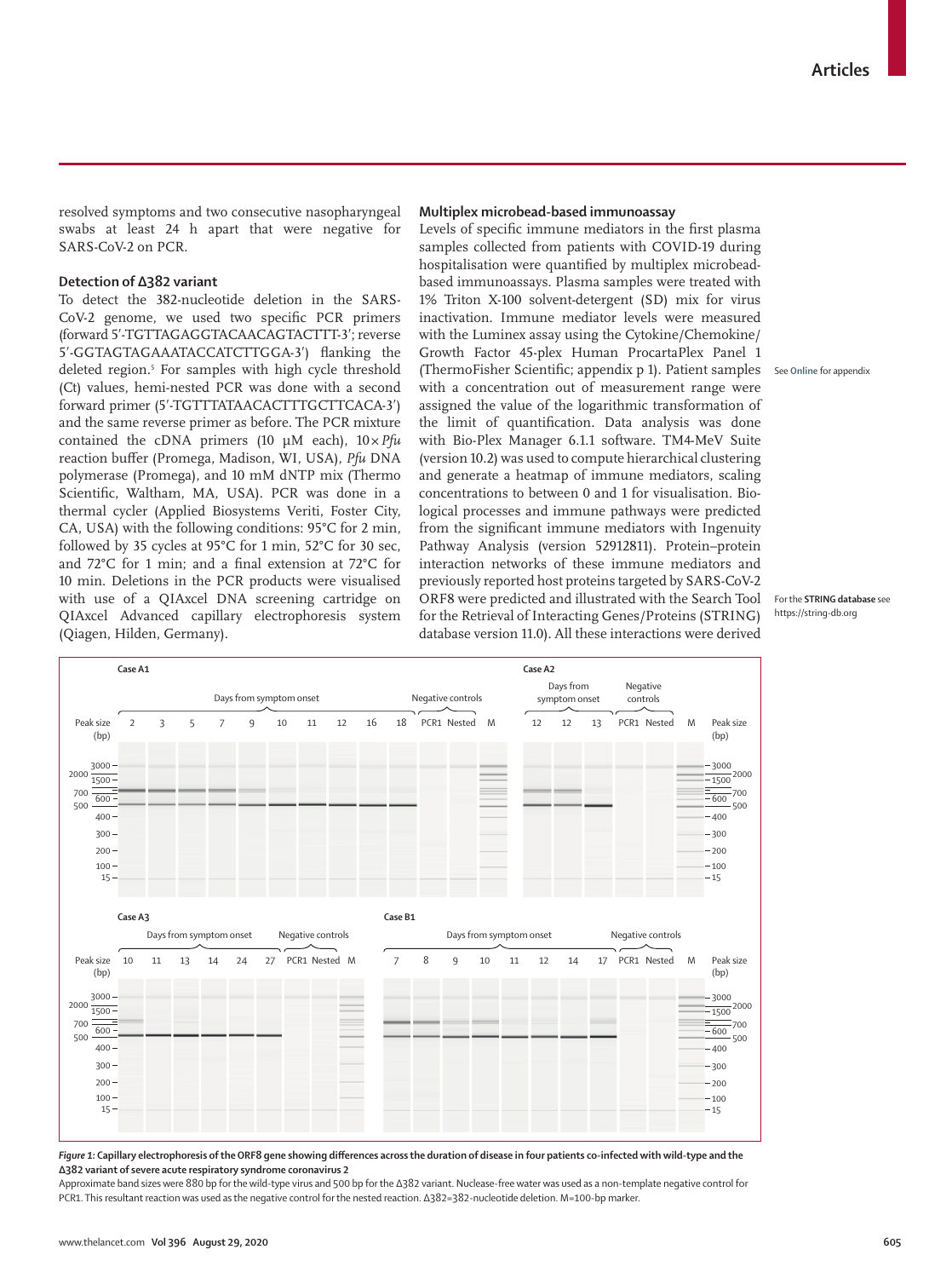resolved symptoms and two consecutive nasopharyngeal swabs at least 24 h apart that were negative for SARS-CoV-2 on PCR.

### Detection of Δ382 variant

To detect the 382-nucleotide deletion in the SARS-CoV-2 genome, we used two specific PCR primers (forward 5′-TGTTAGAGGTACAACAGTACTTT-3′; reverse 5′-GGTAGTAGAAATACCATCTTGGA-3′) flanking the deleted region.[5] For samples with high cycle threshold (Ct) values, hemi-nested PCR was done with a second forward primer (5′-TGTTTATAACACTTTGCTTCACA-3′) and the same reverse primer as before. The PCR mixture contained the cDNA primers (10 μM each), 10× *Pfu* reaction buffer (Promega, Madison, WI, USA), *Pfu* DNA polymerase (Promega), and 10 mM dNTP mix (Thermo Scientific, Waltham, MA, USA). PCR was done in a thermal cycler (Applied Biosystems Veriti, Foster City, CA, USA) with the following conditions: 95°C for 2 min, followed by 35 cycles at 95°C for 1 min, 52°C for 30 sec, and 72°C for 1 min; and a final extension at 72°C for 10 min. Deletions in the PCR products were visualised with use of a QIAxcel DNA screening cartridge on QIAxcel Advanced capillary electrophoresis system (Qiagen, Hilden, Germany).

### Multiplex microbead-based immunoassay

Levels of specific immune mediators in the first plasma samples collected from patients with COVID-19 during hospitalisation were quantified by multiplex microbead-based immunoassays. Plasma samples were treated with 1% Triton X-100 solvent-detergent (SD) mix for virus inactivation. Immune mediator levels were measured with the Luminex assay using the Cytokine/Chemokine/Growth Factor 45-plex Human ProcartaPlex Panel 1 (ThermoFisher Scientific; appendix p 1). Patient samples with a concentration out of measurement range were assigned the value of the logarithmic transformation of the limit of quantification. Data analysis was done with Bio-Plex Manager 6.1.1 software. TM4-MeV Suite (version 10.2) was used to compute hierarchical clustering and generate a heatmap of immune mediators, scaling concentrations to between 0 and 1 for visualisation. Biological processes and immune pathways were predicted from the significant immune mediators with Ingenuity Pathway Analysis (version 52912811). Protein–protein interaction networks of these immune mediators and previously reported host proteins targeted by SARS-CoV-2 ORF8 were predicted and illustrated with the Search Tool for the Retrieval of Interacting Genes/Proteins (STRING) database version 11.0). All these interactions were derived

See Online for appendix

For the **STRING database** see https://string-db.org

**Figure 1: Capillary electrophoresis of the ORF8 gene showing differences across the duration of disease in four patients co-infected with wild-type and the Δ382 variant of severe acute respiratory syndrome coronavirus 2**

Approximate band sizes were 880 bp for the wild-type virus and 500 bp for the Δ382 variant. Nuclease-free water was used as a non-template negative control for PCR1. This resultant reaction was used as the negative control for the nested reaction. Δ382=382-nucleotide deletion. M=100-bp marker.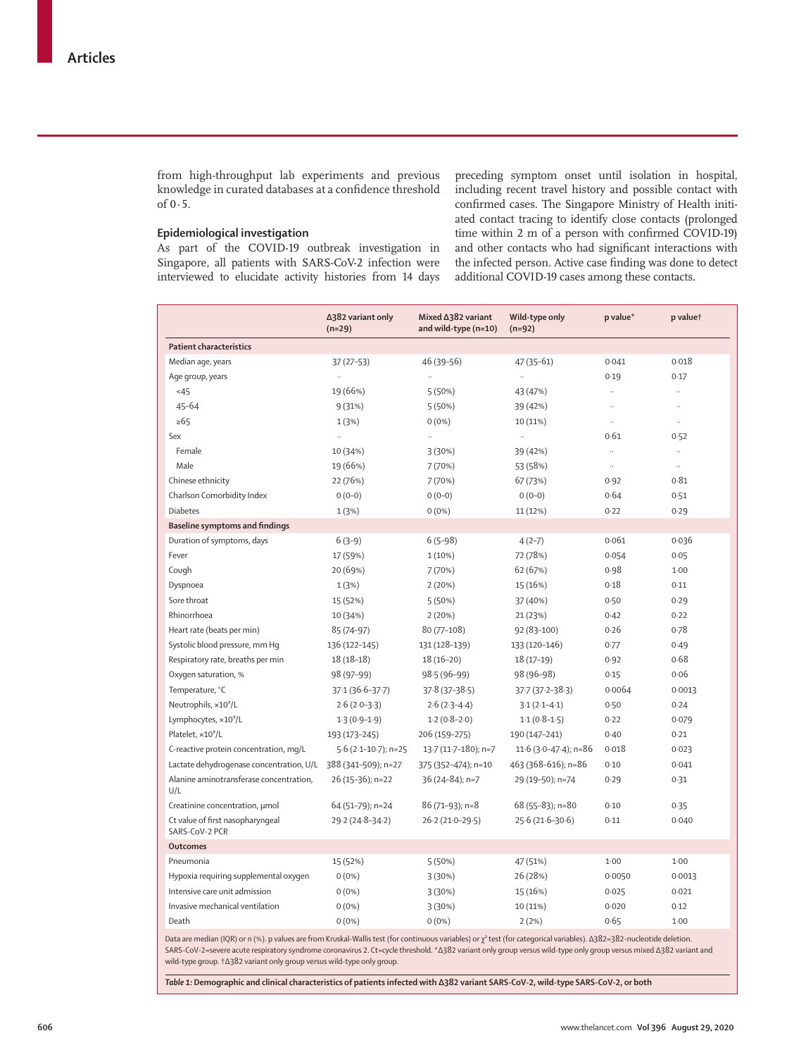from high-throughput lab experiments and previous knowledge in curated databases at a confidence threshold of 0·5.

### Epidemiological investigation

As part of the COVID-19 outbreak investigation in Singapore, all patients with SARS-CoV-2 infection were interviewed to elucidate activity histories from 14 days preceding symptom onset until isolation in hospital, including recent travel history and possible contact with confirmed cases. The Singapore Ministry of Health initiated contact tracing to identify close contacts (prolonged time within 2 m of a person with confirmed COVID-19) and other contacts who had significant interactions with the infected person. Active case finding was done to detect additional COVID-19 cases among these contacts.

| | Δ382 variant only (n=29) | Mixed Δ382 variant and wild-type (n=10) | Wild-type only (n=92) | p value* | p value† |
|---|---|---|---|---|---|
| **Patient characteristics** | | | | | |
| Median age, years | 37 (27–53) | 46 (39–56) | 47 (35–61) | 0·041 | 0·018 |
| Age group, years | .. | .. | .. | 0·19 | 0·17 |
| <45 | 19 (66%) | 5 (50%) | 43 (47%) | .. | .. |
| 45–64 | 9 (31%) | 5 (50%) | 39 (42%) | .. | .. |
| ≥65 | 1 (3%) | 0 (0%) | 10 (11%) | .. | .. |
| Sex | .. | .. | .. | 0·61 | 0·52 |
| Female | 10 (34%) | 3 (30%) | 39 (42%) | .. | .. |
| Male | 19 (66%) | 7 (70%) | 53 (58%) | .. | .. |
| Chinese ethnicity | 22 (76%) | 7 (70%) | 67 (73%) | 0·92 | 0·81 |
| Charlson Comorbidity Index | 0 (0–0) | 0 (0–0) | 0 (0–0) | 0·64 | 0·51 |
| Diabetes | 1 (3%) | 0 (0%) | 11 (12%) | 0·22 | 0·29 |
| **Baseline symptoms and findings** | | | | | |
| Duration of symptoms, days | 6 (3–9) | 6 (5–98) | 4 (2–7) | 0·061 | 0·036 |
| Fever | 17 (59%) | 1 (10%) | 72 (78%) | 0·054 | 0·05 |
| Cough | 20 (69%) | 7 (70%) | 62 (67%) | 0·98 | 1·00 |
| Dyspnoea | 1 (3%) | 2 (20%) | 15 (16%) | 0·18 | 0·11 |
| Sore throat | 15 (52%) | 5 (50%) | 37 (40%) | 0·50 | 0·29 |
| Rhinorrhoea | 10 (34%) | 2 (20%) | 21 (23%) | 0·42 | 0·22 |
| Heart rate (beats per min) | 85 (74–97) | 80 (77–108) | 92 (83–100) | 0·26 | 0·78 |
| Systolic blood pressure, mm Hg | 136 (122–145) | 131 (128–139) | 133 (120–146) | 0·77 | 0·49 |
| Respiratory rate, breaths per min | 18 (18–18) | 18 (16–20) | 18 (17–19) | 0·92 | 0·68 |
| Oxygen saturation, % | 98 (97–99) | 98·5 (96–99) | 98 (96–98) | 0·15 | 0·06 |
| Temperature, °C | 37·1 (36·6–37·7) | 37·8 (37–38·5) | 37·7 (37·2–38·3) | 0·0064 | 0·0013 |
| Neutrophils, $\times 10^9$/L | 2·6 (2·0–3·3) | 2·6 (2·3–4·4) | 3·1 (2·1–4·1) | 0·50 | 0·24 |
| Lymphocytes, $\times 10^9$/L | 1·3 (0·9–1·9) | 1·2 (0·8–2·0) | 1·1 (0·8–1·5) | 0·22 | 0·079 |
| Platelet, $\times 10^9$/L | 193 (173–245) | 206 (159–275) | 190 (147–241) | 0·40 | 0·21 |
| C-reactive protein concentration, mg/L | 5·6 (2·1–10·7); n=25 | 13·7 (11·7–180); n=7 | 11·6 (3·0–47·4); n=86 | 0·018 | 0·023 |
| Lactate dehydrogenase concentration, U/L | 388 (341–509); n=27 | 375 (352–474); n=10 | 463 (368–616); n=86 | 0·10 | 0·041 |
| Alanine aminotransferase concentration, U/L | 26 (15–36); n=22 | 36 (24–84); n=7 | 29 (19–50); n=74 | 0·29 | 0·31 |
| Creatinine concentration, μmol | 64 (51–79); n=24 | 86 (71–93); n=8 | 68 (55–83); n=80 | 0·10 | 0·35 |
| Ct value of first nasopharyngeal SARS-CoV-2 PCR | 29·2 (24·8–34·2) | 26·2 (21·0–29·5) | 25·6 (21·6–30·6) | 0·11 | 0·040 |
| **Outcomes** | | | | | |
| Pneumonia | 15 (52%) | 5 (50%) | 47 (51%) | 1·00 | 1·00 |
| Hypoxia requiring supplemental oxygen | 0 (0%) | 3 (30%) | 26 (28%) | 0·0050 | 0·0013 |
| Intensive care unit admission | 0 (0%) | 3 (30%) | 15 (16%) | 0·025 | 0·021 |
| Invasive mechanical ventilation | 0 (0%) | 3 (30%) | 10 (11%) | 0·020 | 0·12 |
| Death | 0 (0%) | 0 (0%) | 2 (2%) | 0·65 | 1·00 |

Data are median (IQR) or n (%). p values are from Kruskal-Wallis test (for continuous variables) or $\chi^2$ test (for categorical variables). Δ382=382-nucleotide deletion. SARS-CoV-2=severe acute respiratory syndrome coronavirus 2. Ct=cycle threshold. *Δ382 variant only group versus wild-type only group versus mixed Δ382 variant and wild-type group. †Δ382 variant only group versus wild-type only group.

***Table 1:* Demographic and clinical characteristics of patients infected with Δ382 variant SARS-CoV-2, wild-type SARS-CoV-2, or both**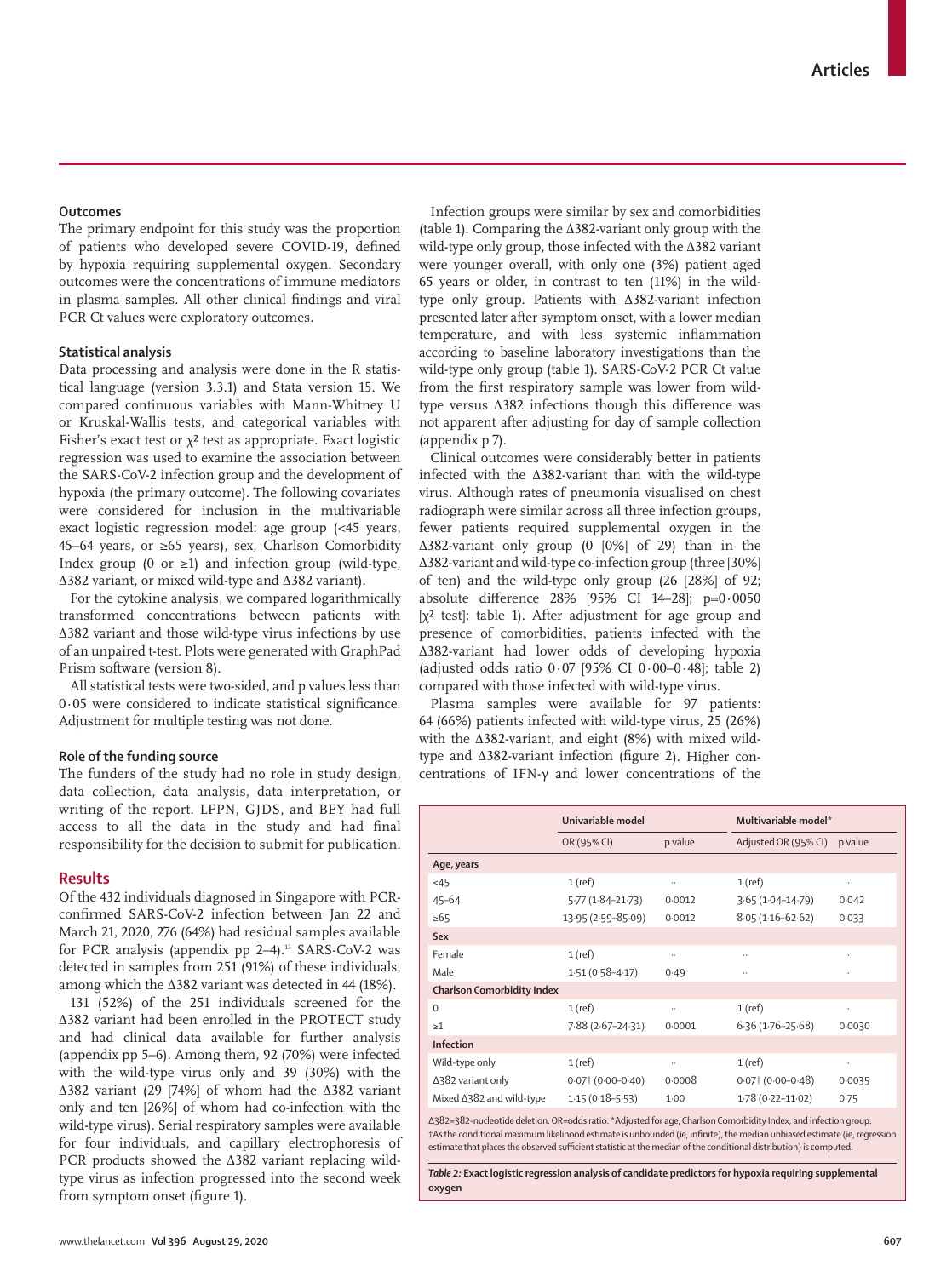### Outcomes

The primary endpoint for this study was the proportion of patients who developed severe COVID-19, defined by hypoxia requiring supplemental oxygen. Secondary outcomes were the concentrations of immune mediators in plasma samples. All other clinical findings and viral PCR Ct values were exploratory outcomes.

### Statistical analysis

Data processing and analysis were done in the R statistical language (version 3.3.1) and Stata version 15. We compared continuous variables with Mann-Whitney U or Kruskal-Wallis tests, and categorical variables with Fisher's exact test or $\chi^2$ test as appropriate. Exact logistic regression was used to examine the association between the SARS-CoV-2 infection group and the development of hypoxia (the primary outcome). The following covariates were considered for inclusion in the multivariable exact logistic regression model: age group (<45 years, 45–64 years, or ≥65 years), sex, Charlson Comorbidity Index group (0 or ≥1) and infection group (wild-type, Δ382 variant, or mixed wild-type and Δ382 variant).

For the cytokine analysis, we compared logarithmically transformed concentrations between patients with Δ382 variant and those wild-type virus infections by use of an unpaired t-test. Plots were generated with GraphPad Prism software (version 8).

All statistical tests were two-sided, and p values less than 0·05 were considered to indicate statistical significance. Adjustment for multiple testing was not done.

### Role of the funding source

The funders of the study had no role in study design, data collection, data analysis, data interpretation, or writing of the report. LFPN, GJDS, and BEY had full access to all the data in the study and had final responsibility for the decision to submit for publication.

## Results

Of the 432 individuals diagnosed in Singapore with PCR-confirmed SARS-CoV-2 infection between Jan 22 and March 21, 2020, 276 (64%) had residual samples available for PCR analysis (appendix pp 2–4).[13] SARS-CoV-2 was detected in samples from 251 (91%) of these individuals, among which the Δ382 variant was detected in 44 (18%).

131 (52%) of the 251 individuals screened for the Δ382 variant had been enrolled in the PROTECT study and had clinical data available for further analysis (appendix pp 5–6). Among them, 92 (70%) were infected with the wild-type virus only and 39 (30%) with the Δ382 variant (29 [74%] of whom had the Δ382 variant only and ten [26%] of whom had co-infection with the wild-type virus). Serial respiratory samples were available for four individuals, and capillary electrophoresis of PCR products showed the Δ382 variant replacing wild-type virus as infection progressed into the second week from symptom onset (figure 1).

Infection groups were similar by sex and comorbidities (table 1). Comparing the Δ382-variant only group with the wild-type only group, those infected with the Δ382 variant were younger overall, with only one (3%) patient aged 65 years or older, in contrast to ten (11%) in the wild-type only group. Patients with Δ382-variant infection presented later after symptom onset, with a lower median temperature, and with less systemic inflammation according to baseline laboratory investigations than the wild-type only group (table 1). SARS-CoV-2 PCR Ct value from the first respiratory sample was lower from wild-type versus Δ382 infections though this difference was not apparent after adjusting for day of sample collection (appendix p 7).

Clinical outcomes were considerably better in patients infected with the Δ382-variant than with the wild-type virus. Although rates of pneumonia visualised on chest radiograph were similar across all three infection groups, fewer patients required supplemental oxygen in the Δ382-variant only group (0 [0%] of 29) than in the Δ382-variant and wild-type co-infection group (three [30%] of ten) and the wild-type only group (26 [28%] of 92; absolute difference 28% [95% CI 14–28]; p=0·0050 [$\chi^2$ test]; table 1). After adjustment for age group and presence of comorbidities, patients infected with the Δ382-variant had lower odds of developing hypoxia (adjusted odds ratio 0·07 [95% CI 0·00–0·48]; table 2) compared with those infected with wild-type virus.

Plasma samples were available for 97 patients: 64 (66%) patients infected with wild-type virus, 25 (26%) with the Δ382-variant, and eight (8%) with mixed wild-type and Δ382-variant infection (figure 2). Higher concentrations of IFN-γ and lower concentrations of the

| | Univariable model | | Multivariable model* | |
|---|---|---|---|---|
| | OR (95% CI) | p value | Adjusted OR (95% CI) | p value |
| **Age, years** | | | | |
| <45 | 1 (ref) | .. | 1 (ref) | .. |
| 45–64 | 5·77 (1·84–21·73) | 0·0012 | 3·65 (1·04–14·79) | 0·042 |
| ≥65 | 13·95 (2·59–85·09) | 0·0012 | 8·05 (1·16–62·62) | 0·033 |
| **Sex** | | | | |
| Female | 1 (ref) | .. | .. | .. |
| Male | 1·51 (0·58–4·17) | 0·49 | .. | .. |
| **Charlson Comorbidity Index** | | | | |
| 0 | 1 (ref) | .. | 1 (ref) | .. |
| ≥1 | 7·88 (2·67–24·31) | 0·0001 | 6·36 (1·76–25·68) | 0·0030 |
| **Infection** | | | | |
| Wild-type only | 1 (ref) | .. | 1 (ref) | .. |
| Δ382 variant only | 0·07† (0·00–0·40) | 0·0008 | 0·07† (0·00–0·48) | 0·0035 |
| Mixed Δ382 and wild-type | 1·15 (0·18–5·53) | 1·00 | 1·78 (0·22–11·02) | 0·75 |

Δ382=382-nucleotide deletion. OR=odds ratio. *Adjusted for age, Charlson Comorbidity Index, and infection group. †As the conditional maximum likelihood estimate is unbounded (ie, infinite), the median unbiased estimate (ie, regression estimate that places the observed sufficient statistic at the median of the conditional distribution) is computed.

*Table 2:* **Exact logistic regression analysis of candidate predictors for hypoxia requiring supplemental oxygen**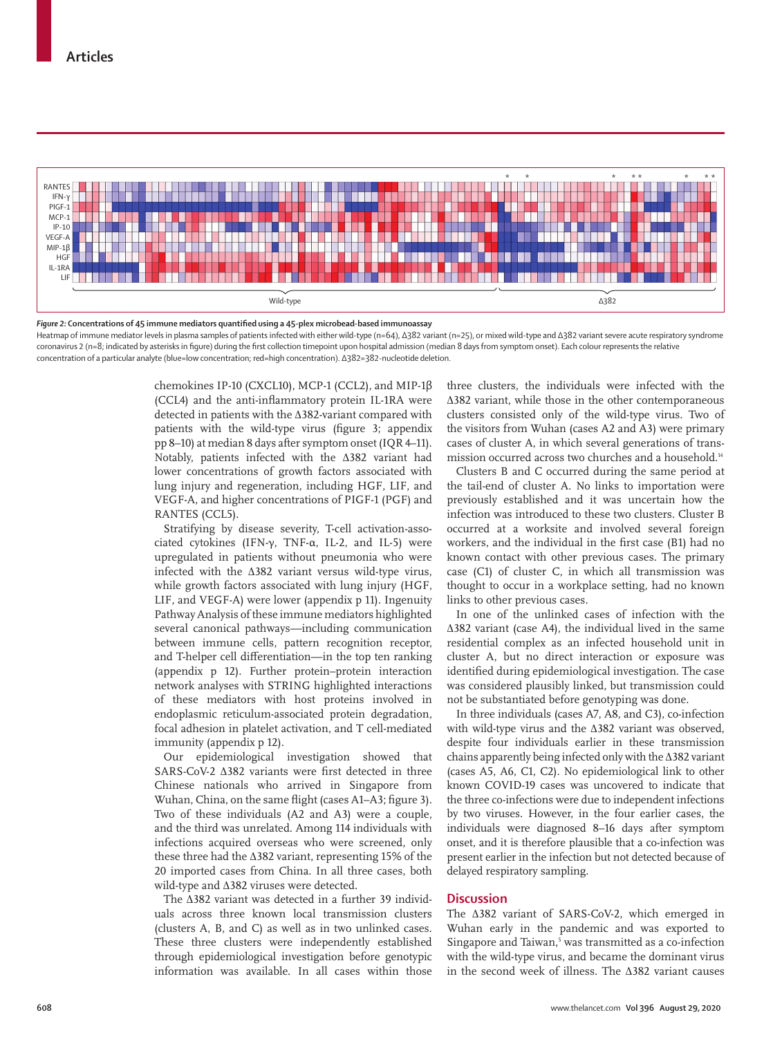*Figure 2:* **Concentrations of 45 immune mediators quantified using a 45-plex microbead-based immunoassay**

Heatmap of immune mediator levels in plasma samples of patients infected with either wild-type (n=64), Δ382 variant (n=25), or mixed wild-type and Δ382 variant severe acute respiratory syndrome coronavirus 2 (n=8; indicated by asterisks in figure) during the first collection timepoint upon hospital admission (median 8 days from symptom onset). Each colour represents the relative concentration of a particular analyte (blue=low concentration; red=high concentration). Δ382=382-nucleotide deletion.

chemokines IP-10 (CXCL10), MCP-1 (CCL2), and MIP-1β (CCL4) and the anti-inflammatory protein IL-1RA were detected in patients with the Δ382-variant compared with patients with the wild-type virus (figure 3; appendix pp 8–10) at median 8 days after symptom onset (IQR 4–11). Notably, patients infected with the Δ382 variant had lower concentrations of growth factors associated with lung injury and regeneration, including HGF, LIF, and VEGF-A, and higher concentrations of PlGF-1 (PGF) and RANTES (CCL5).

Stratifying by disease severity, T-cell activation-associated cytokines (IFN-γ, TNF-α, IL-2, and IL-5) were upregulated in patients without pneumonia who were infected with the Δ382 variant versus wild-type virus, while growth factors associated with lung injury (HGF, LIF, and VEGF-A) were lower (appendix p 11). Ingenuity Pathway Analysis of these immune mediators highlighted several canonical pathways—including communication between immune cells, pattern recognition receptor, and T-helper cell differentiation—in the top ten ranking (appendix p 12). Further protein–protein interaction network analyses with STRING highlighted interactions of these mediators with host proteins involved in endoplasmic reticulum-associated protein degradation, focal adhesion in platelet activation, and T cell-mediated immunity (appendix p 12).

Our epidemiological investigation showed that SARS-CoV-2 Δ382 variants were first detected in three Chinese nationals who arrived in Singapore from Wuhan, China, on the same flight (cases A1–A3; figure 3). Two of these individuals (A2 and A3) were a couple, and the third was unrelated. Among 114 individuals with infections acquired overseas who were screened, only these three had the Δ382 variant, representing 15% of the 20 imported cases from China. In all three cases, both wild-type and Δ382 viruses were detected.

The Δ382 variant was detected in a further 39 individuals across three known local transmission clusters (clusters A, B, and C) as well as in two unlinked cases. These three clusters were independently established through epidemiological investigation before genotypic information was available. In all cases within those three clusters, the individuals were infected with the Δ382 variant, while those in the other contemporaneous clusters consisted only of the wild-type virus. Two of the visitors from Wuhan (cases A2 and A3) were primary cases of cluster A, in which several generations of transmission occurred across two churches and a household.[14]

Clusters B and C occurred during the same period at the tail-end of cluster A. No links to importation were previously established and it was uncertain how the infection was introduced to these two clusters. Cluster B occurred at a worksite and involved several foreign workers, and the individual in the first case (B1) had no known contact with other previous cases. The primary case (C1) of cluster C, in which all transmission was thought to occur in a workplace setting, had no known links to other previous cases.

In one of the unlinked cases of infection with the Δ382 variant (case A4), the individual lived in the same residential complex as an infected household unit in cluster A, but no direct interaction or exposure was identified during epidemiological investigation. The case was considered plausibly linked, but transmission could not be substantiated before genotyping was done.

In three individuals (cases A7, A8, and C3), co-infection with wild-type virus and the Δ382 variant was observed, despite four individuals earlier in these transmission chains apparently being infected only with the Δ382 variant (cases A5, A6, C1, C2). No epidemiological link to other known COVID-19 cases was uncovered to indicate that the three co-infections were due to independent infections by two viruses. However, in the four earlier cases, the individuals were diagnosed 8–16 days after symptom onset, and it is therefore plausible that a co-infection was present earlier in the infection but not detected because of delayed respiratory sampling.

## Discussion

The Δ382 variant of SARS-CoV-2, which emerged in Wuhan early in the pandemic and was exported to Singapore and Taiwan,[5] was transmitted as a co-infection with the wild-type virus, and became the dominant virus in the second week of illness. The Δ382 variant causes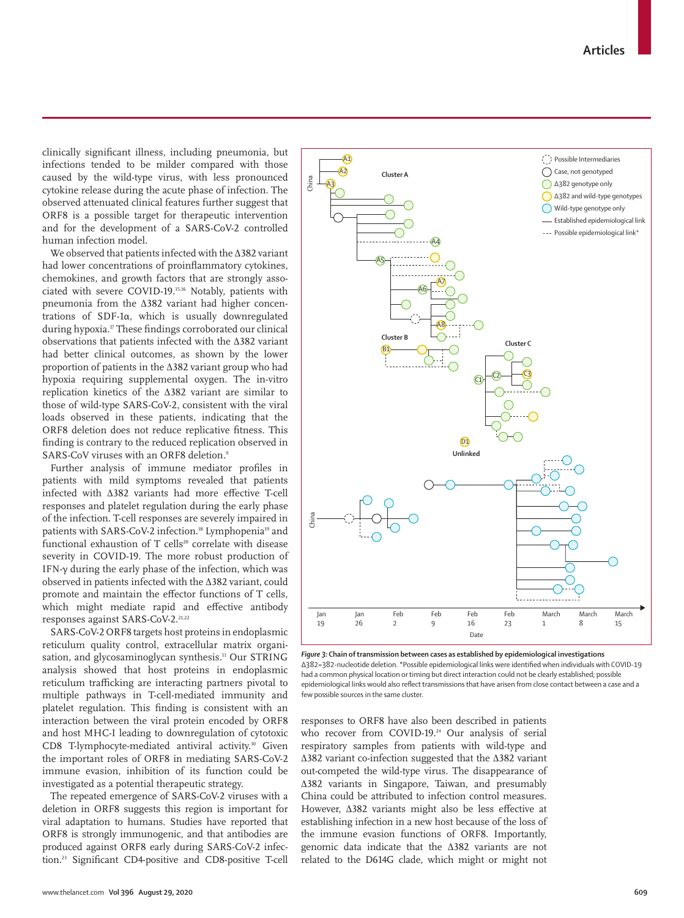clinically significant illness, including pneumonia, but infections tended to be milder compared with those caused by the wild-type virus, with less pronounced cytokine release during the acute phase of infection. The observed attenuated clinical features further suggest that ORF8 is a possible target for therapeutic intervention and for the development of a SARS-CoV-2 controlled human infection model.

We observed that patients infected with the Δ382 variant had lower concentrations of proinflammatory cytokines, chemokines, and growth factors that are strongly associated with severe COVID-19.[15,16] Notably, patients with pneumonia from the Δ382 variant had higher concentrations of SDF-1α, which is usually downregulated during hypoxia.[17] These findings corroborated our clinical observations that patients infected with the Δ382 variant had better clinical outcomes, as shown by the lower proportion of patients in the Δ382 variant group who had hypoxia requiring supplemental oxygen. The in-vitro replication kinetics of the Δ382 variant are similar to those of wild-type SARS-CoV-2, consistent with the viral loads observed in these patients, indicating that the ORF8 deletion does not reduce replicative fitness. This finding is contrary to the reduced replication observed in SARS-CoV viruses with an ORF8 deletion.[9]

Further analysis of immune mediator profiles in patients with mild symptoms revealed that patients infected with Δ382 variants had more effective T-cell responses and platelet regulation during the early phase of the infection. T-cell responses are severely impaired in patients with SARS-CoV-2 infection.[18] Lymphopenia[19] and functional exhaustion of T cells[20] correlate with disease severity in COVID-19. The more robust production of IFN-γ during the early phase of the infection, which was observed in patients infected with the Δ382 variant, could promote and maintain the effector functions of T cells, which might mediate rapid and effective antibody responses against SARS-CoV-2.[21,22]

SARS-CoV-2 ORF8 targets host proteins in endoplasmic reticulum quality control, extracellular matrix organisation, and glycosaminoglycan synthesis.[11] Our STRING analysis showed that host proteins in endoplasmic reticulum trafficking are interacting partners pivotal to multiple pathways in T-cell-mediated immunity and platelet regulation. This finding is consistent with an interaction between the viral protein encoded by ORF8 and host MHC-I leading to downregulation of cytotoxic CD8 T-lymphocyte-mediated antiviral activity.[10] Given the important roles of ORF8 in mediating SARS-CoV-2 immune evasion, inhibition of its function could be investigated as a potential therapeutic strategy.

The repeated emergence of SARS-CoV-2 viruses with a deletion in ORF8 suggests this region is important for viral adaptation to humans. Studies have reported that ORF8 is strongly immunogenic, and that antibodies are produced against ORF8 early during SARS-CoV-2 infection.[23] Significant CD4-positive and CD8-positive T-cell responses to ORF8 have also been described in patients who recover from COVID-19.[24] Our analysis of serial respiratory samples from patients with wild-type and Δ382 variant co-infection suggested that the Δ382 variant out-competed the wild-type virus. The disappearance of Δ382 variants in Singapore, Taiwan, and presumably China could be attributed to infection control measures. However, Δ382 variants might also be less effective at establishing infection in a new host because of the loss of the immune evasion functions of ORF8. Importantly, genomic data indicate that the Δ382 variants are not related to the D614G clade, which might or might not

**Figure 3: Chain of transmission between cases as established by epidemiological investigations**

Δ382=382-nucleotide deletion. *Possible epidemiological links were identified when individuals with COVID-19 had a common physical location or timing but direct interaction could not be clearly established; possible epidemiological links would also reflect transmissions that have arisen from close contact between a case and a few possible sources in the same cluster.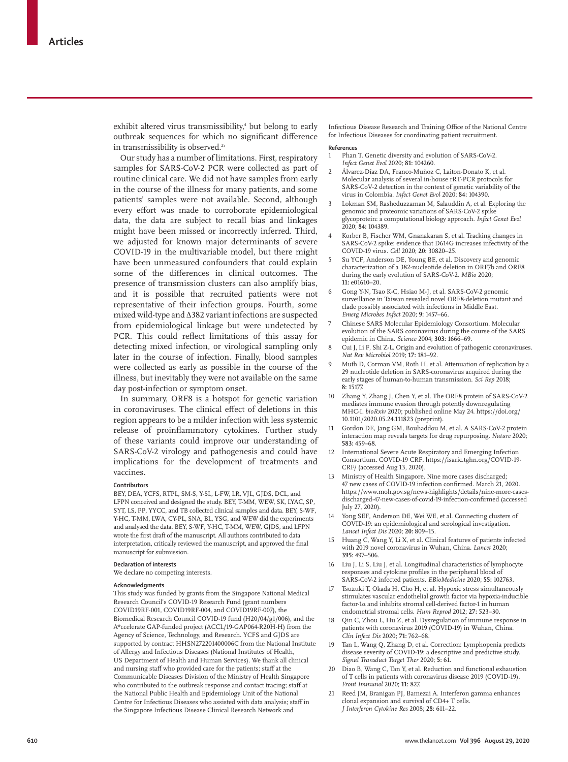exhibit altered virus transmissibility,[4] but belong to early outbreak sequences for which no significant difference in transmissibility is observed.[25]

Our study has a number of limitations. First, respiratory samples for SARS-CoV-2 PCR were collected as part of routine clinical care. We did not have samples from early in the course of the illness for many patients, and some patients' samples were not available. Second, although every effort was made to corroborate epidemiological data, the data are subject to recall bias and linkages might have been missed or incorrectly inferred. Third, we adjusted for known major determinants of severe COVID-19 in the multivariable model, but there might have been unmeasured confounders that could explain some of the differences in clinical outcomes. The presence of transmission clusters can also amplify bias, and it is possible that recruited patients were not representative of their infection groups. Fourth, some mixed wild-type and Δ382 variant infections are suspected from epidemiological linkage but were undetected by PCR. This could reflect limitations of this assay for detecting mixed infection, or virological sampling only later in the course of infection. Finally, blood samples were collected as early as possible in the course of the illness, but inevitably they were not available on the same day post-infection or symptom onset.

In summary, ORF8 is a hotspot for genetic variation in coronaviruses. The clinical effect of deletions in this region appears to be a milder infection with less systemic release of proinflammatory cytokines. Further study of these variants could improve our understanding of SARS-CoV-2 virology and pathogenesis and could have implications for the development of treatments and vaccines.

#### Contributors

BEY, DEA, YCFS, RTPL, SM-S, Y-SL, L-FW, LR, VJL, GJDS, DCL, and LFPN conceived and designed the study. BEY, T-MM, WEW, SK, LYAC, SP, SYT, LS, PP, YYCC, and TB collected clinical samples and data. BEY, S-WF, Y-HC, T-MM, LWA, CY-PL, SNA, BL, YSG, and WEW did the experiments and analysed the data. BEY, S-WF, Y-HC, T-MM, WEW, GJDS, and LFPN wrote the first draft of the manuscript. All authors contributed to data interpretation, critically reviewed the manuscript, and approved the final manuscript for submission.

#### Declaration of interests

We declare no competing interests.

#### Acknowledgments

This study was funded by grants from the Singapore National Medical Research Council's COVID-19 Research Fund (grant numbers COVID19RF-001, COVID19RF-004, and COVID19RF-007), the Biomedical Research Council COVID-19 fund (H20/04/g1/006), and the A*ccelerate GAP-funded project (ACCL/19-GAP064-R20H-H) from the Agency of Science, Technology, and Research. YCFS and GJDS are supported by contract HHSN272201400006C from the National Institute of Allergy and Infectious Diseases (National Institutes of Health, US Department of Health and Human Services). We thank all clinical and nursing staff who provided care for the patients; staff at the Communicable Diseases Division of the Ministry of Health Singapore who contributed to the outbreak response and contact tracing; staff at the National Public Health and Epidemiology Unit of the National Centre for Infectious Diseases who assisted with data analysis; staff in the Singapore Infectious Disease Clinical Research Network and Infectious Disease Research and Training Office of the National Centre for Infectious Diseases for coordinating patient recruitment.

#### References

1. Phan T. Genetic diversity and evolution of SARS-CoV-2. *Infect Genet Evol* 2020; **81:** 104260.
2. Álvarez-Díaz DA, Franco-Muñoz C, Laiton-Donato K, et al. Molecular analysis of several in-house rRT-PCR protocols for SARS-CoV-2 detection in the context of genetic variability of the virus in Colombia. *Infect Genet Evol* 2020; **84:** 104390.
3. Lokman SM, Rasheduzzaman M, Salauddin A, et al. Exploring the genomic and proteomic variations of SARS-CoV-2 spike glycoprotein: a computational biology approach. *Infect Genet Evol* 2020; **84:** 104389.
4. Korber B, Fischer WM, Gnanakaran S, et al. Tracking changes in SARS-CoV-2 spike: evidence that D614G increases infectivity of the COVID-19 virus. *Cell* 2020; **20:** 30820–25.
5. Su YCF, Anderson DE, Young BE, et al. Discovery and genomic characterization of a 382-nucleotide deletion in ORF7b and ORF8 during the early evolution of SARS-CoV-2. *MBio* 2020; **11:** e01610–20.
6. Gong Y-N, Tsao K-C, Hsiao M-J, et al. SARS-CoV-2 genomic surveillance in Taiwan revealed novel ORF8-deletion mutant and clade possibly associated with infections in Middle East. *Emerg Microbes Infect* 2020; **9:** 1457–66.
7. Chinese SARS Molecular Epidemiology Consortium. Molecular evolution of the SARS coronavirus during the course of the SARS epidemic in China. *Science* 2004; **303:** 1666–69.
8. Cui J, Li F, Shi Z-L. Origin and evolution of pathogenic coronaviruses. *Nat Rev Microbiol* 2019; **17:** 181–92.
9. Muth D, Corman VM, Roth H, et al. Attenuation of replication by a 29 nucleotide deletion in SARS-coronavirus acquired during the early stages of human-to-human transmission. *Sci Rep* 2018; **8:** 15177.
10. Zhang Y, Zhang J, Chen Y, et al. The ORF8 protein of SARS-CoV-2 mediates immune evasion through potently downregulating MHC-I. *bioRxiv* 2020; published online May 24. https://doi.org/10.1101/2020.05.24.111823 (preprint).
11. Gordon DE, Jang GM, Bouhaddou M, et al. A SARS-CoV-2 protein interaction map reveals targets for drug repurposing. *Nature* 2020; **583:** 459–68.
12. International Severe Acute Respiratory and Emerging Infection Consortium. COVID-19 CRF. https://isaric.tghn.org/COVID-19-CRF/ (accessed Aug 13, 2020).
13. Ministry of Health Singapore. Nine more cases discharged; 47 new cases of COVID-19 infection confirmed. March 21, 2020. https://www.moh.gov.sg/news-highlights/details/nine-more-cases-discharged-47-new-cases-of-covid-19-infection-confirmed (accessed July 27, 2020).
14. Yong SEF, Anderson DE, Wei WE, et al. Connecting clusters of COVID-19: an epidemiological and serological investigation. *Lancet Infect Dis* 2020; **20:** 809–15.
15. Huang C, Wang Y, Li X, et al. Clinical features of patients infected with 2019 novel coronavirus in Wuhan, China. *Lancet* 2020; **395:** 497–506.
16. Liu J, Li S, Liu J, et al. Longitudinal characteristics of lymphocyte responses and cytokine profiles in the peripheral blood of SARS-CoV-2 infected patients. *EBioMedicine* 2020; **55:** 102763.
17. Tsuzuki T, Okada H, Cho H, et al. Hypoxic stress simultaneously stimulates vascular endothelial growth factor via hypoxia-inducible factor-1α and inhibits stromal cell-derived factor-1 in human endometrial stromal cells. *Hum Reprod* 2012; **27:** 523–30.
18. Qin C, Zhou L, Hu Z, et al. Dysregulation of immune response in patients with coronavirus 2019 (COVID-19) in Wuhan, China. *Clin Infect Dis* 2020; **71:** 762–68.
19. Tan L, Wang Q, Zhang D, et al. Correction: Lymphopenia predicts disease severity of COVID-19: a descriptive and predictive study. *Signal Transduct Target Ther* 2020; **5:** 61.
20. Diao B, Wang C, Tan Y, et al. Reduction and functional exhaustion of T cells in patients with coronavirus disease 2019 (COVID-19). *Front Immunol* 2020; **11:** 827.
21. Reed JM, Branigan PJ, Bamezai A. Interferon gamma enhances clonal expansion and survival of CD4+ T cells. *J Interferon Cytokine Res* 2008; **28:** 611–22.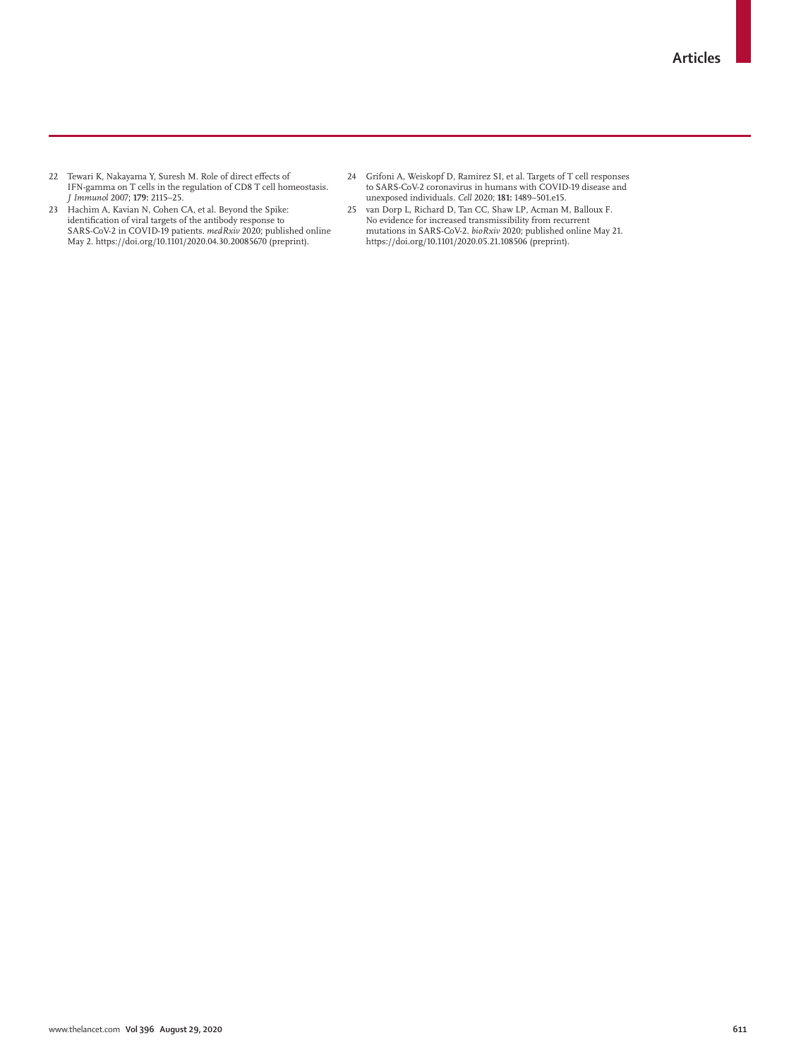22 Tewari K, Nakayama Y, Suresh M. Role of direct effects of IFN-gamma on T cells in the regulation of CD8 T cell homeostasis. *J Immunol* 2007; **179:** 2115–25.

23 Hachim A, Kavian N, Cohen CA, et al. Beyond the Spike: identification of viral targets of the antibody response to SARS-CoV-2 in COVID-19 patients. *medRxiv* 2020; published online May 2. https://doi.org/10.1101/2020.04.30.20085670 (preprint).

24 Grifoni A, Weiskopf D, Ramirez SI, et al. Targets of T cell responses to SARS-CoV-2 coronavirus in humans with COVID-19 disease and unexposed individuals. *Cell* 2020; **181:** 1489–501.e15.

25 van Dorp L, Richard D, Tan CC, Shaw LP, Acman M, Balloux F. No evidence for increased transmissibility from recurrent mutations in SARS-CoV-2. *bioRxiv* 2020; published online May 21. https://doi.org/10.1101/2020.05.21.108506 (preprint).